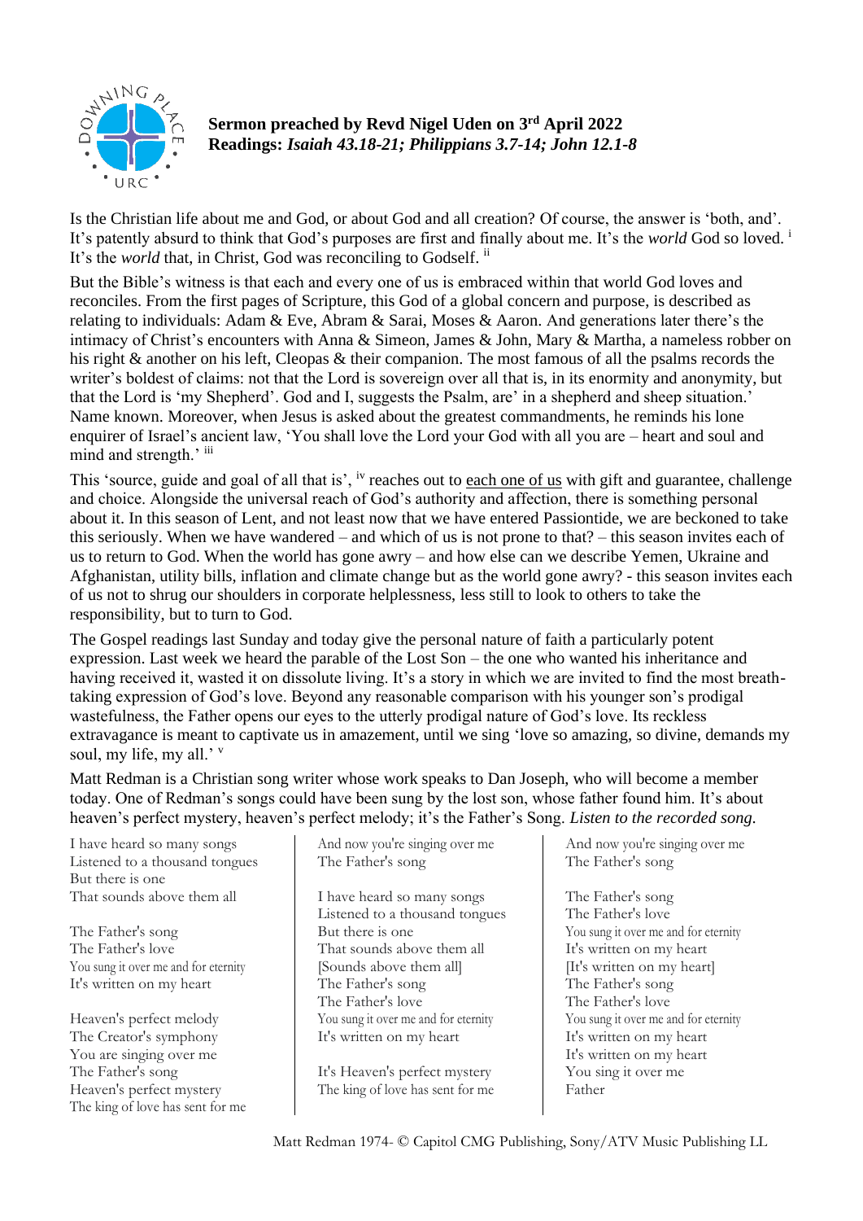**Sermon preached by Revd Nigel Uden on 3rd April 2022**
**Readings:** ***Isaiah 43.18-21; Philippians 3.7-14; John 12.1-8***

Is the Christian life about me and God, or about God and all creation? Of course, the answer is 'both, and'. It's patently absurd to think that God's purposes are first and finally about me. It's the *world* God so loved. [i] It's the *world* that, in Christ, God was reconciling to Godself. [ii]

But the Bible's witness is that each and every one of us is embraced within that world God loves and reconciles. From the first pages of Scripture, this God of a global concern and purpose, is described as relating to individuals: Adam & Eve, Abram & Sarai, Moses & Aaron. And generations later there's the intimacy of Christ's encounters with Anna & Simeon, James & John, Mary & Martha, a nameless robber on his right & another on his left, Cleopas & their companion. The most famous of all the psalms records the writer's boldest of claims: not that the Lord is sovereign over all that is, in its enormity and anonymity, but that the Lord is 'my Shepherd'. God and I, suggests the Psalm, are' in a shepherd and sheep situation.' Name known. Moreover, when Jesus is asked about the greatest commandments, he reminds his lone enquirer of Israel's ancient law, 'You shall love the Lord your God with all you are – heart and soul and mind and strength.' [iii]

This 'source, guide and goal of all that is', [iv] reaches out to <u>each one of us</u> with gift and guarantee, challenge and choice. Alongside the universal reach of God's authority and affection, there is something personal about it. In this season of Lent, and not least now that we have entered Passiontide, we are beckoned to take this seriously. When we have wandered – and which of us is not prone to that? – this season invites each of us to return to God. When the world has gone awry – and how else can we describe Yemen, Ukraine and Afghanistan, utility bills, inflation and climate change but as the world gone awry? - this season invites each of us not to shrug our shoulders in corporate helplessness, less still to look to others to take the responsibility, but to turn to God.

The Gospel readings last Sunday and today give the personal nature of faith a particularly potent expression. Last week we heard the parable of the Lost Son – the one who wanted his inheritance and having received it, wasted it on dissolute living. It's a story in which we are invited to find the most breath-taking expression of God's love. Beyond any reasonable comparison with his younger son's prodigal wastefulness, the Father opens our eyes to the utterly prodigal nature of God's love. Its reckless extravagance is meant to captivate us in amazement, until we sing 'love so amazing, so divine, demands my soul, my life, my all.' [v]

Matt Redman is a Christian song writer whose work speaks to Dan Joseph, who will become a member today. One of Redman's songs could have been sung by the lost son, whose father found him. It's about heaven's perfect mystery, heaven's perfect melody; it's the Father's Song. *Listen to the recorded song.*

I have heard so many songs
Listened to a thousand tongues
But there is one
That sounds above them all

The Father's song
The Father's love
You sung it over me and for eternity
It's written on my heart

Heaven's perfect melody
The Creator's symphony
You are singing over me
The Father's song
Heaven's perfect mystery
The king of love has sent for me
And now you're singing over me
The Father's song

I have heard so many songs
Listened to a thousand tongues
But there is one
That sounds above them all
[Sounds above them all]
The Father's song
The Father's love
You sung it over me and for eternity
It's written on my heart

It's Heaven's perfect mystery
The king of love has sent for me
And now you're singing over me
The Father's song

The Father's song
The Father's love
You sung it over me and for eternity
It's written on my heart
[It's written on my heart]
The Father's song
The Father's love
You sung it over me and for eternity
It's written on my heart
It's written on my heart
You sing it over me
Father

Matt Redman 1974- © Capitol CMG Publishing, Sony/ATV Music Publishing LL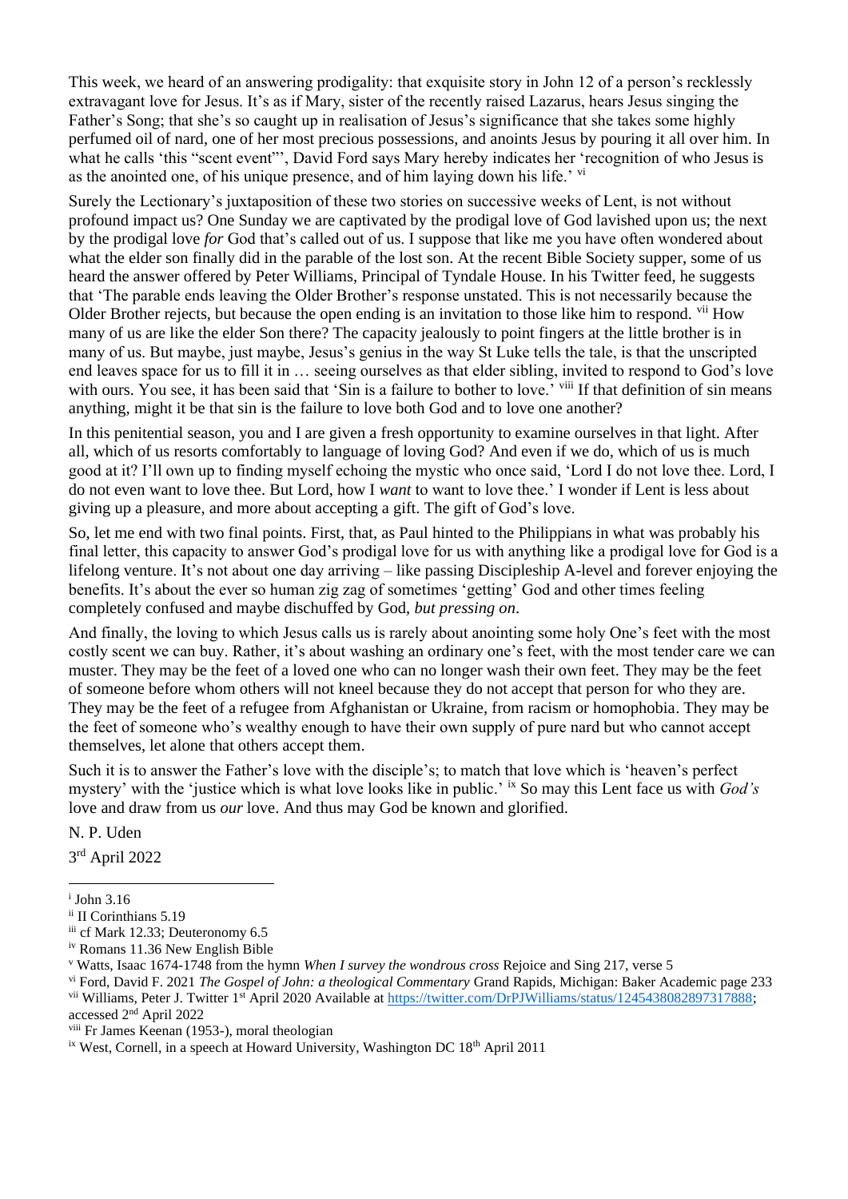This week, we heard of an answering prodigality: that exquisite story in John 12 of a person's recklessly extravagant love for Jesus. It's as if Mary, sister of the recently raised Lazarus, hears Jesus singing the Father's Song; that she's so caught up in realisation of Jesus's significance that she takes some highly perfumed oil of nard, one of her most precious possessions, and anoints Jesus by pouring it all over him. In what he calls 'this "scent event"', David Ford says Mary hereby indicates her 'recognition of who Jesus is as the anointed one, of his unique presence, and of him laying down his life.' [vi]

Surely the Lectionary's juxtaposition of these two stories on successive weeks of Lent, is not without profound impact us? One Sunday we are captivated by the prodigal love of God lavished upon us; the next by the prodigal love *for* God that's called out of us. I suppose that like me you have often wondered about what the elder son finally did in the parable of the lost son. At the recent Bible Society supper, some of us heard the answer offered by Peter Williams, Principal of Tyndale House. In his Twitter feed, he suggests that 'The parable ends leaving the Older Brother's response unstated. This is not necessarily because the Older Brother rejects, but because the open ending is an invitation to those like him to respond. [vii] How many of us are like the elder Son there? The capacity jealously to point fingers at the little brother is in many of us. But maybe, just maybe, Jesus's genius in the way St Luke tells the tale, is that the unscripted end leaves space for us to fill it in … seeing ourselves as that elder sibling, invited to respond to God's love with ours. You see, it has been said that 'Sin is a failure to bother to love.' [viii] If that definition of sin means anything, might it be that sin is the failure to love both God and to love one another?

In this penitential season, you and I are given a fresh opportunity to examine ourselves in that light. After all, which of us resorts comfortably to language of loving God? And even if we do, which of us is much good at it? I'll own up to finding myself echoing the mystic who once said, 'Lord I do not love thee. Lord, I do not even want to love thee. But Lord, how I *want* to want to love thee.' I wonder if Lent is less about giving up a pleasure, and more about accepting a gift. The gift of God's love.

So, let me end with two final points. First, that, as Paul hinted to the Philippians in what was probably his final letter, this capacity to answer God's prodigal love for us with anything like a prodigal love for God is a lifelong venture. It's not about one day arriving – like passing Discipleship A-level and forever enjoying the benefits. It's about the ever so human zig zag of sometimes 'getting' God and other times feeling completely confused and maybe dischuffed by God, *but pressing on*.

And finally, the loving to which Jesus calls us is rarely about anointing some holy One's feet with the most costly scent we can buy. Rather, it's about washing an ordinary one's feet, with the most tender care we can muster. They may be the feet of a loved one who can no longer wash their own feet. They may be the feet of someone before whom others will not kneel because they do not accept that person for who they are. They may be the feet of a refugee from Afghanistan or Ukraine, from racism or homophobia. They may be the feet of someone who's wealthy enough to have their own supply of pure nard but who cannot accept themselves, let alone that others accept them.

Such it is to answer the Father's love with the disciple's; to match that love which is 'heaven's perfect mystery' with the 'justice which is what love looks like in public.' [ix] So may this Lent face us with *God's* love and draw from us *our* love. And thus may God be known and glorified.

N. P. Uden

3rd April 2022

---

[i] John 3.16

[ii] II Corinthians 5.19

[iii] cf Mark 12.33; Deuteronomy 6.5

[iv] Romans 11.36 New English Bible

[v] Watts, Isaac 1674-1748 from the hymn *When I survey the wondrous cross* Rejoice and Sing 217, verse 5

[vi] Ford, David F. 2021 *The Gospel of John: a theological Commentary* Grand Rapids, Michigan: Baker Academic page 233

[vii] Williams, Peter J. Twitter 1st April 2020 Available at https://twitter.com/DrPJWilliams/status/1245438082897317888; accessed 2nd April 2022

[viii] Fr James Keenan (1953-), moral theologian

[ix] West, Cornell, in a speech at Howard University, Washington DC 18th April 2011